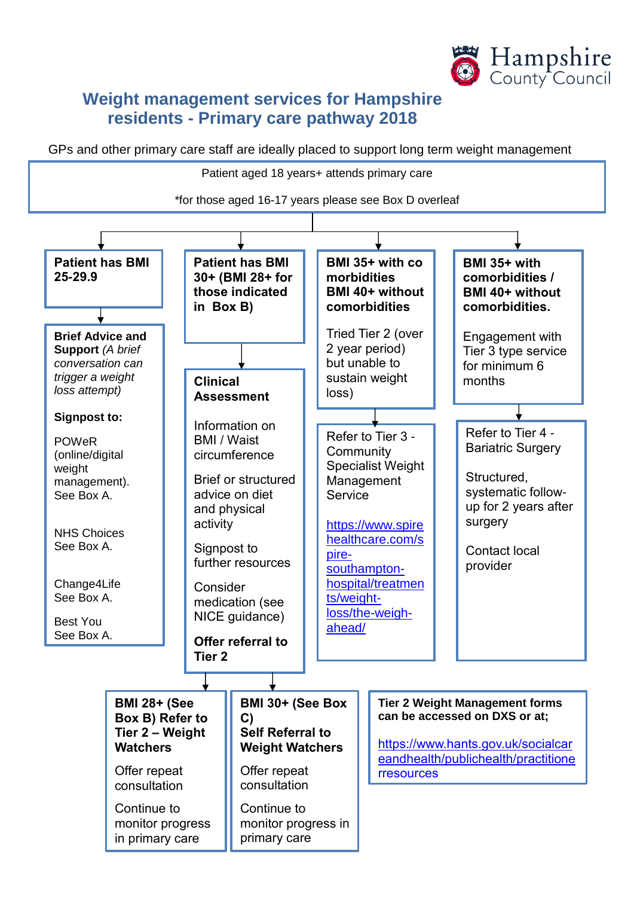# Weight management services for Hampshire residents - Primary care pathway 2018

GPs and other primary care staff are ideally placed to support long term weight management

Patient aged 18 years+ attends primary care

*for those aged 16-17 years please see Box D overleaf

---

**Patient has BMI 25-29.9**

**Brief Advice and Support** *(A brief conversation can trigger a weight loss attempt)*

**Signpost to:**

POWeR (online/digital weight management). See Box A.

NHS Choices See Box A.

Change4Life See Box A.

Best You See Box A.

---

**Patient has BMI 30+ (BMI 28+ for those indicated in Box B)**

**Clinical Assessment**

Information on BMI / Waist circumference

Brief or structured advice on diet and physical activity

Signpost to further resources

Consider medication (see NICE guidance)

**Offer referral to Tier 2**

**BMI 28+ (See Box B) Refer to Tier 2 – Weight Watchers**

Offer repeat consultation

Continue to monitor progress in primary care

**BMI 30+ (See Box C) Self Referral to Weight Watchers**

Offer repeat consultation

Continue to monitor progress in primary care

---

**BMI 35+ with co morbidities BMI 40+ without comorbidities**

Tried Tier 2 (over 2 year period) but unable to sustain weight loss)

Refer to Tier 3 - Community Specialist Weight Management Service

https://www.spirehealthcare.com/spire-southampton-hospital/treatments/weight-loss/the-weigh-ahead/

---

**BMI 35+ with comorbidities / BMI 40+ without comorbidities.**

Engagement with Tier 3 type service for minimum 6 months

Refer to Tier 4 - Bariatric Surgery

Structured, systematic follow-up for 2 years after surgery

Contact local provider

---

**Tier 2 Weight Management forms can be accessed on DXS or at;**

https://www.hants.gov.uk/socialcareandhealth/publichealth/practitionerresources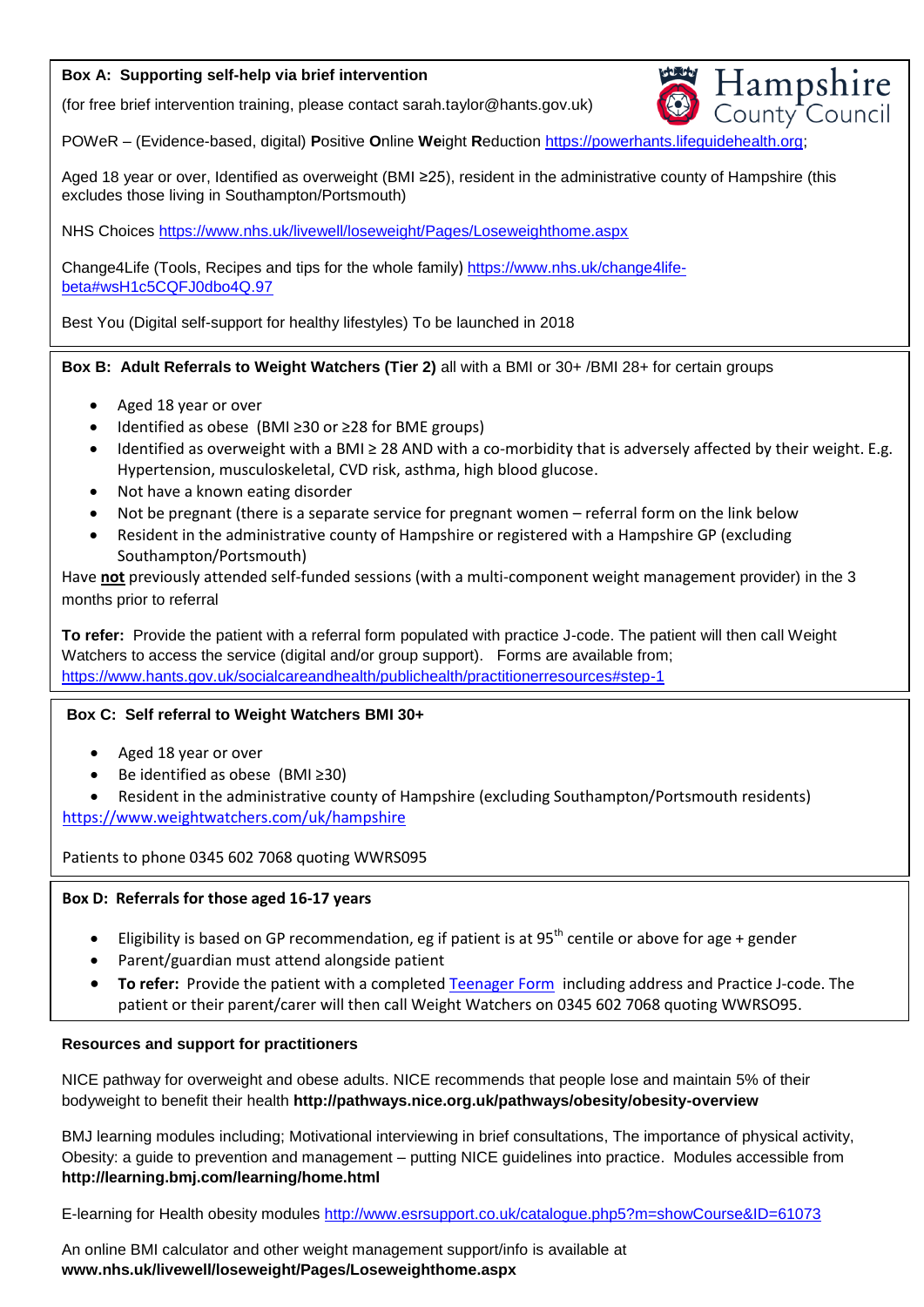**Box A: Supporting self-help via brief intervention**

(for free brief intervention training, please contact sarah.taylor@hants.gov.uk)

Hampshire County Council

POWeR – (Evidence-based, digital) **P**ositive **O**nline **We**ight **R**eduction https://powerhants.lifeguidehealth.org;

Aged 18 year or over, Identified as overweight (BMI ≥25), resident in the administrative county of Hampshire (this excludes those living in Southampton/Portsmouth)

NHS Choices https://www.nhs.uk/livewell/loseweight/Pages/Loseweighthome.aspx

Change4Life (Tools, Recipes and tips for the whole family) https://www.nhs.uk/change4life-beta#wsH1c5CQFJ0dbo4Q.97

Best You (Digital self-support for healthy lifestyles) To be launched in 2018

**Box B: Adult Referrals to Weight Watchers (Tier 2)** all with a BMI or 30+ /BMI 28+ for certain groups

- Aged 18 year or over
- Identified as obese (BMI ≥30 or ≥28 for BME groups)
- Identified as overweight with a BMI ≥ 28 AND with a co-morbidity that is adversely affected by their weight. E.g. Hypertension, musculoskeletal, CVD risk, asthma, high blood glucose.
- Not have a known eating disorder
- Not be pregnant (there is a separate service for pregnant women – referral form on the link below
- Resident in the administrative county of Hampshire or registered with a Hampshire GP (excluding Southampton/Portsmouth)

Have **not** previously attended self-funded sessions (with a multi-component weight management provider) in the 3 months prior to referral

**To refer:** Provide the patient with a referral form populated with practice J-code. The patient will then call Weight Watchers to access the service (digital and/or group support). Forms are available from; https://www.hants.gov.uk/socialcareandhealth/publichealth/practitionerresources#step-1

**Box C: Self referral to Weight Watchers BMI 30+**

- Aged 18 year or over
- Be identified as obese (BMI ≥30)
- Resident in the administrative county of Hampshire (excluding Southampton/Portsmouth residents)

https://www.weightwatchers.com/uk/hampshire

Patients to phone 0345 602 7068 quoting WWRS095

**Box D: Referrals for those aged 16-17 years**

- Eligibility is based on GP recommendation, eg if patient is at 95th centile or above for age + gender
- Parent/guardian must attend alongside patient
- **To refer:** Provide the patient with a completed Teenager Form including address and Practice J-code. The patient or their parent/carer will then call Weight Watchers on 0345 602 7068 quoting WWRSO95.

**Resources and support for practitioners**

NICE pathway for overweight and obese adults. NICE recommends that people lose and maintain 5% of their bodyweight to benefit their health **http://pathways.nice.org.uk/pathways/obesity/obesity-overview**

BMJ learning modules including; Motivational interviewing in brief consultations, The importance of physical activity, Obesity: a guide to prevention and management – putting NICE guidelines into practice. Modules accessible from **http://learning.bmj.com/learning/home.html**

E-learning for Health obesity modules http://www.esrsupport.co.uk/catalogue.php5?m=showCourse&ID=61073

An online BMI calculator and other weight management support/info is available at **www.nhs.uk/livewell/loseweight/Pages/Loseweighthome.aspx**